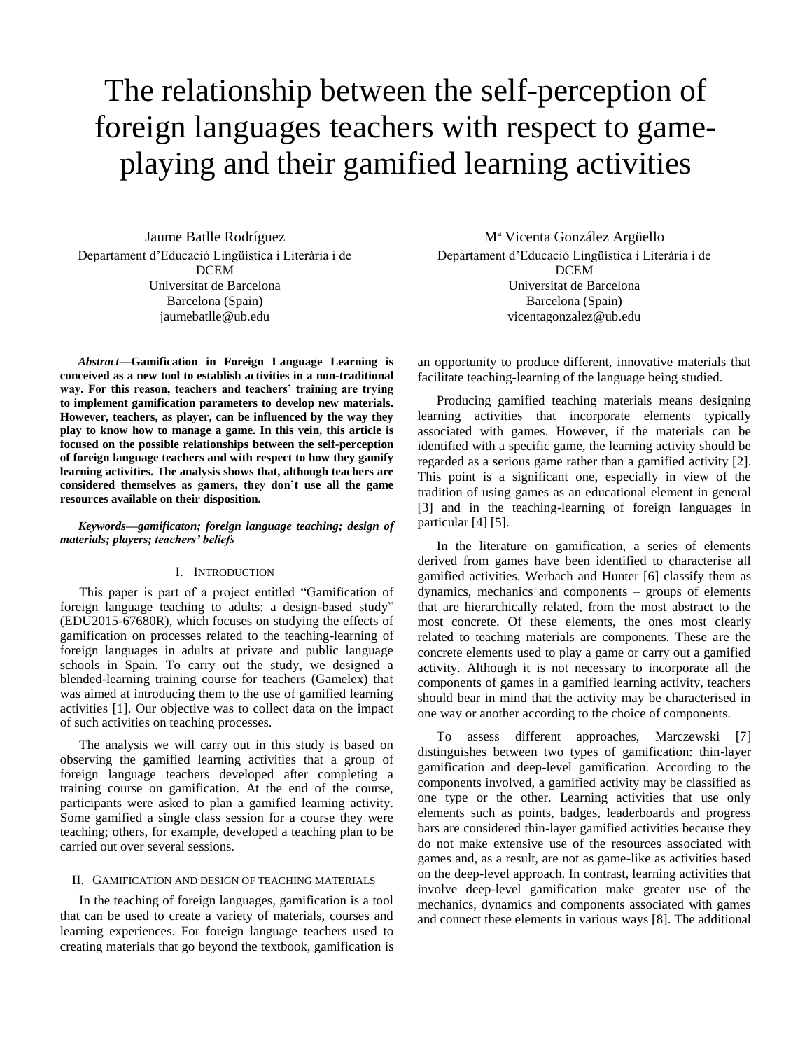# The relationship between the self-perception of foreign languages teachers with respect to game-playing and their gamified learning activities

Jaume Batlle Rodríguez
Departament d'Educació Lingüística i Literària i de DCEM
Universitat de Barcelona
Barcelona (Spain)
jaumebatlle@ub.edu

Mª Vicenta González Argüello
Departament d'Educació Lingüística i Literària i de DCEM
Universitat de Barcelona
Barcelona (Spain)
vicentagonzalez@ub.edu

***Abstract*—Gamificaton in Foreign Language Learning is conceived as a new tool to establish activities in a non-traditional way. For this reason, teachers and teachers' training are trying to implement gamification parameters to develop new materials. However, teachers, as player, can be influenced by the way they play to know how to manage a game. In this vein, this article is focused on the possible relationships between the self-perception of foreign language teachers and with respect to how they gamify learning activities. The analysis shows that, although teachers are considered themselves as gamers, they don't use all the game resources available on their disposition.**

***Keywords—gamificaton; foreign language teaching; design of materials; players; teachers' beliefs***

## I. Introduction

This paper is part of a project entitled "Gamification of foreign language teaching to adults: a design-based study" (EDU2015-67680R), which focuses on studying the effects of gamification on processes related to the teaching-learning of foreign languages in adults at private and public language schools in Spain. To carry out the study, we designed a blended-learning training course for teachers (Gamelex) that was aimed at introducing them to the use of gamified learning activities [1]. Our objective was to collect data on the impact of such activities on teaching processes.

The analysis we will carry out in this study is based on observing the gamified learning activities that a group of foreign language teachers developed after completing a training course on gamification. At the end of the course, participants were asked to plan a gamified learning activity. Some gamified a single class session for a course they were teaching; others, for example, developed a teaching plan to be carried out over several sessions.

## II. Gamification and design of teaching materials

In the teaching of foreign languages, gamification is a tool that can be used to create a variety of materials, courses and learning experiences. For foreign language teachers used to creating materials that go beyond the textbook, gamification is an opportunity to produce different, innovative materials that facilitate teaching-learning of the language being studied.

Producing gamified teaching materials means designing learning activities that incorporate elements typically associated with games. However, if the materials can be identified with a specific game, the learning activity should be regarded as a serious game rather than a gamified activity [2]. This point is a significant one, especially in view of the tradition of using games as an educational element in general [3] and in the teaching-learning of foreign languages in particular [4] [5].

In the literature on gamification, a series of elements derived from games have been identified to characterise all gamified activities. Werbach and Hunter [6] classify them as dynamics, mechanics and components – groups of elements that are hierarchically related, from the most abstract to the most concrete. Of these elements, the ones most clearly related to teaching materials are components. These are the concrete elements used to play a game or carry out a gamified activity. Although it is not necessary to incorporate all the components of games in a gamified learning activity, teachers should bear in mind that the activity may be characterised in one way or another according to the choice of components.

To assess different approaches, Marczewski [7] distinguishes between two types of gamification: thin-layer gamification and deep-level gamification. According to the components involved, a gamified activity may be classified as one type or the other. Learning activities that use only elements such as points, badges, leaderboards and progress bars are considered thin-layer gamified activities because they do not make extensive use of the resources associated with games and, as a result, are not as game-like as activities based on the deep-level approach. In contrast, learning activities that involve deep-level gamification make greater use of the mechanics, dynamics and components associated with games and connect these elements in various ways [8]. The additional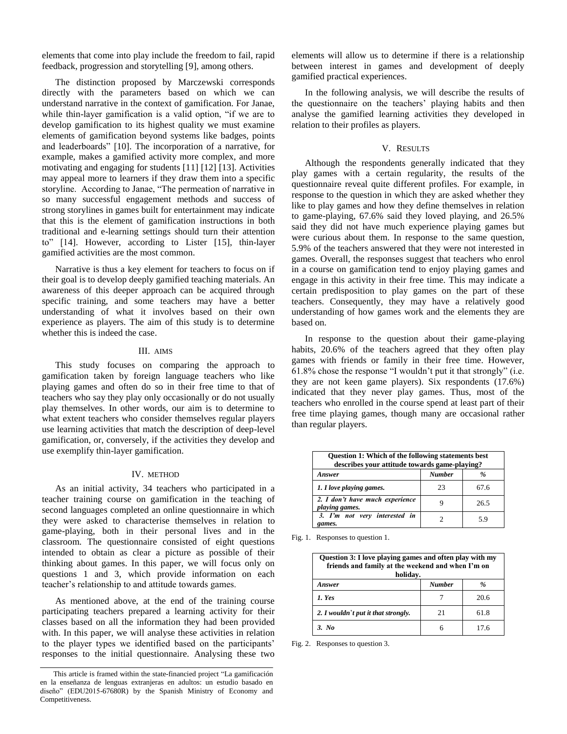elements that come into play include the freedom to fail, rapid feedback, progression and storytelling [9], among others.

The distinction proposed by Marczewski corresponds directly with the parameters based on which we can understand narrative in the context of gamification. For Janae, while thin-layer gamification is a valid option, "if we are to develop gamification to its highest quality we must examine elements of gamification beyond systems like badges, points and leaderboards" [10]. The incorporation of a narrative, for example, makes a gamified activity more complex, and more motivating and engaging for students [11] [12] [13]. Activities may appeal more to learners if they draw them into a specific storyline. According to Janae, "The permeation of narrative in so many successful engagement methods and success of strong storylines in games built for entertainment may indicate that this is the element of gamification instructions in both traditional and e-learning settings should turn their attention to" [14]. However, according to Lister [15], thin-layer gamified activities are the most common.

Narrative is thus a key element for teachers to focus on if their goal is to develop deeply gamified teaching materials. An awareness of this deeper approach can be acquired through specific training, and some teachers may have a better understanding of what it involves based on their own experience as players. The aim of this study is to determine whether this is indeed the case.

## III. AIMS

This study focuses on comparing the approach to gamification taken by foreign language teachers who like playing games and often do so in their free time to that of teachers who say they play only occasionally or do not usually play themselves. In other words, our aim is to determine to what extent teachers who consider themselves regular players use learning activities that match the description of deep-level gamification, or, conversely, if the activities they develop and use exemplify thin-layer gamification.

## IV. METHOD

As an initial activity, 34 teachers who participated in a teacher training course on gamification in the teaching of second languages completed an online questionnaire in which they were asked to characterise themselves in relation to game-playing, both in their personal lives and in the classroom. The questionnaire consisted of eight questions intended to obtain as clear a picture as possible of their thinking about games. In this paper, we will focus only on questions 1 and 3, which provide information on each teacher's relationship to and attitude towards games.

As mentioned above, at the end of the training course participating teachers prepared a learning activity for their classes based on all the information they had been provided with. In this paper, we will analyse these activities in relation to the player types we identified based on the participants' responses to the initial questionnaire. Analysing these two elements will allow us to determine if there is a relationship between interest in games and development of deeply gamified practical experiences.

In the following analysis, we will describe the results of the questionnaire on the teachers' playing habits and then analyse the gamified learning activities they developed in relation to their profiles as players.

## V. RESULTS

Although the respondents generally indicated that they play games with a certain regularity, the results of the questionnaire reveal quite different profiles. For example, in response to the question in which they are asked whether they like to play games and how they define themselves in relation to game-playing, 67.6% said they loved playing, and 26.5% said they did not have much experience playing games but were curious about them. In response to the same question, 5.9% of the teachers answered that they were not interested in games. Overall, the responses suggest that teachers who enrol in a course on gamification tend to enjoy playing games and engage in this activity in their free time. This may indicate a certain predisposition to play games on the part of these teachers. Consequently, they may have a relatively good understanding of how games work and the elements they are based on.

In response to the question about their game-playing habits, 20.6% of the teachers agreed that they often play games with friends or family in their free time. However, 61.8% chose the response "I wouldn't put it that strongly" (i.e. they are not keen game players). Six respondents (17.6%) indicated that they never play games. Thus, most of the teachers who enrolled in the course spend at least part of their free time playing games, though many are occasional rather than regular players.

| **Question 1: Which of the following statements best describes your attitude towards game-playing?** | | |
|---|---|---|
| ***Answer*** | ***Number*** | ***%*** |
| ***1. I love playing games.*** | 23 | 67.6 |
| ***2. I don't have much experience playing games.*** | 9 | 26.5 |
| ***3. I'm not very interested in games.*** | 2 | 5.9 |

Fig. 1. Responses to question 1.

| **Question 3: I love playing games and often play with my friends and family at the weekend and when I'm on holiday.** | | |
|---|---|---|
| ***Answer*** | ***Number*** | ***%*** |
| ***1. Yes*** | 7 | 20.6 |
| ***2. I wouldn't put it that strongly.*** | 21 | 61.8 |
| ***3. No*** | 6 | 17.6 |

Fig. 2. Responses to question 3.

This article is framed within the state-financied project "La gamificación en la enseñanza de lenguas extranjeras en adultos: un estudio basado en diseño" (EDU2015-67680R) by the Spanish Ministry of Economy and Competitiveness.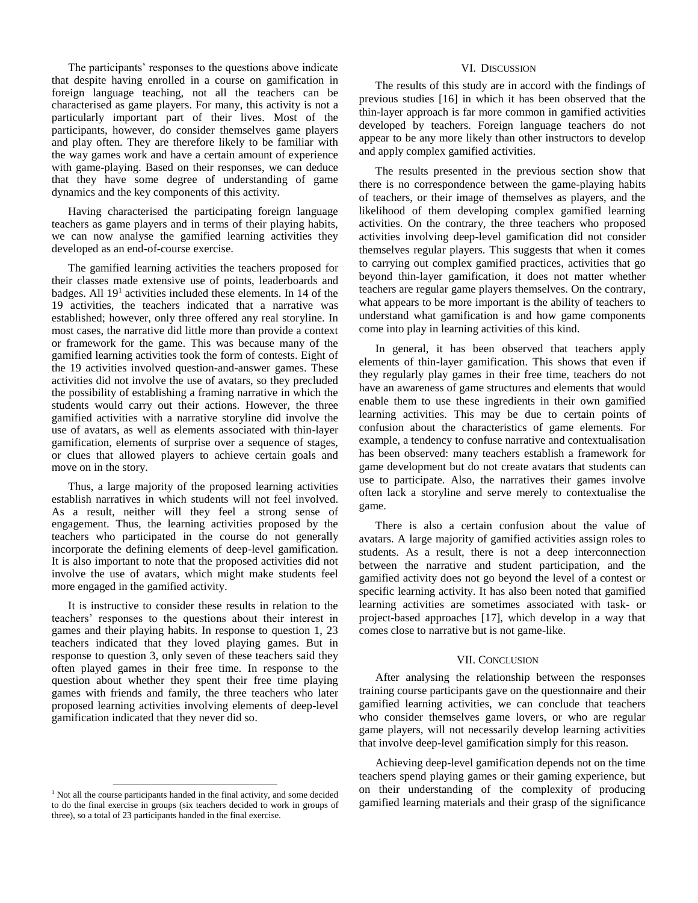The participants' responses to the questions above indicate that despite having enrolled in a course on gamification in foreign language teaching, not all the teachers can be characterised as game players. For many, this activity is not a particularly important part of their lives. Most of the participants, however, do consider themselves game players and play often. They are therefore likely to be familiar with the way games work and have a certain amount of experience with game-playing. Based on their responses, we can deduce that they have some degree of understanding of game dynamics and the key components of this activity.

Having characterised the participating foreign language teachers as game players and in terms of their playing habits, we can now analyse the gamified learning activities they developed as an end-of-course exercise.

The gamified learning activities the teachers proposed for their classes made extensive use of points, leaderboards and badges. All 19[1] activities included these elements. In 14 of the 19 activities, the teachers indicated that a narrative was established; however, only three offered any real storyline. In most cases, the narrative did little more than provide a context or framework for the game. This was because many of the gamified learning activities took the form of contests. Eight of the 19 activities involved question-and-answer games. These activities did not involve the use of avatars, so they precluded the possibility of establishing a framing narrative in which the students would carry out their actions. However, the three gamified activities with a narrative storyline did involve the use of avatars, as well as elements associated with thin-layer gamification, elements of surprise over a sequence of stages, or clues that allowed players to achieve certain goals and move on in the story.

Thus, a large majority of the proposed learning activities establish narratives in which students will not feel involved. As a result, neither will they feel a strong sense of engagement. Thus, the learning activities proposed by the teachers who participated in the course do not generally incorporate the defining elements of deep-level gamification. It is also important to note that the proposed activities did not involve the use of avatars, which might make students feel more engaged in the gamified activity.

It is instructive to consider these results in relation to the teachers' responses to the questions about their interest in games and their playing habits. In response to question 1, 23 teachers indicated that they loved playing games. But in response to question 3, only seven of these teachers said they often played games in their free time. In response to the question about whether they spent their free time playing games with friends and family, the three teachers who later proposed learning activities involving elements of deep-level gamification indicated that they never did so.

[1] Not all the course participants handed in the final activity, and some decided to do the final exercise in groups (six teachers decided to work in groups of three), so a total of 23 participants handed in the final exercise.

## VI. Discussion

The results of this study are in accord with the findings of previous studies [16] in which it has been observed that the thin-layer approach is far more common in gamified activities developed by teachers. Foreign language teachers do not appear to be any more likely than other instructors to develop and apply complex gamified activities.

The results presented in the previous section show that there is no correspondence between the game-playing habits of teachers, or their image of themselves as players, and the likelihood of them developing complex gamified learning activities. On the contrary, the three teachers who proposed activities involving deep-level gamification did not consider themselves regular players. This suggests that when it comes to carrying out complex gamified practices, activities that go beyond thin-layer gamification, it does not matter whether teachers are regular game players themselves. On the contrary, what appears to be more important is the ability of teachers to understand what gamification is and how game components come into play in learning activities of this kind.

In general, it has been observed that teachers apply elements of thin-layer gamification. This shows that even if they regularly play games in their free time, teachers do not have an awareness of game structures and elements that would enable them to use these ingredients in their own gamified learning activities. This may be due to certain points of confusion about the characteristics of game elements. For example, a tendency to confuse narrative and contextualisation has been observed: many teachers establish a framework for game development but do not create avatars that students can use to participate. Also, the narratives their games involve often lack a storyline and serve merely to contextualise the game.

There is also a certain confusion about the value of avatars. A large majority of gamified activities assign roles to students. As a result, there is not a deep interconnection between the narrative and student participation, and the gamified activity does not go beyond the level of a contest or specific learning activity. It has also been noted that gamified learning activities are sometimes associated with task- or project-based approaches [17], which develop in a way that comes close to narrative but is not game-like.

## VII. Conclusion

After analysing the relationship between the responses training course participants gave on the questionnaire and their gamified learning activities, we can conclude that teachers who consider themselves game lovers, or who are regular game players, will not necessarily develop learning activities that involve deep-level gamification simply for this reason.

Achieving deep-level gamification depends not on the time teachers spend playing games or their gaming experience, but on their understanding of the complexity of producing gamified learning materials and their grasp of the significance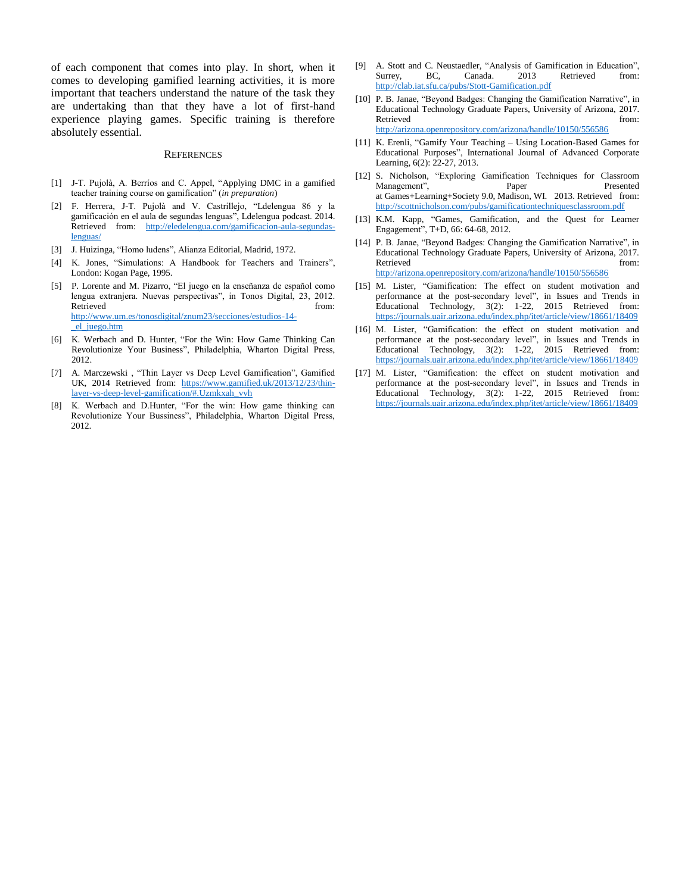of each component that comes into play. In short, when it comes to developing gamified learning activities, it is more important that teachers understand the nature of the task they are undertaking than that they have a lot of first-hand experience playing games. Specific training is therefore absolutely essential.

## References

[1] J-T. Pujolà, A. Berríos and C. Appel, "Applying DMC in a gamified teacher training course on gamification" (*in preparation*)

[2] F. Herrera, J-T. Pujolà and V. Castrillejo, "Ldelengua 86 y la gamificación en el aula de segundas lenguas", Ldelengua podcast. 2014. Retrieved from: http://eledelengua.com/gamificacion-aula-segundas-lenguas/

[3] J. Huizinga, "Homo ludens", Alianza Editorial, Madrid, 1972.

[4] K. Jones, "Simulations: A Handbook for Teachers and Trainers", London: Kogan Page, 1995.

[5] P. Lorente and M. Pizarro, "El juego en la enseñanza de español como lengua extranjera. Nuevas perspectivas", in Tonos Digital, 23, 2012. Retrieved from: http://www.um.es/tonosdigital/znum23/secciones/estudios-14-_el_juego.htm

[6] K. Werbach and D. Hunter, "For the Win: How Game Thinking Can Revolutionize Your Business", Philadelphia, Wharton Digital Press, 2012.

[7] A. Marczewski , "Thin Layer vs Deep Level Gamification", Gamified UK, 2014 Retrieved from: https://www.gamified.uk/2013/12/23/thin-layer-vs-deep-level-gamification/#.Uzmkxah_vvh

[8] K. Werbach and D.Hunter, "For the win: How game thinking can Revolutionize Your Bussiness", Philadelphia, Wharton Digital Press, 2012.

[9] A. Stott and C. Neustaedler, "Analysis of Gamification in Education", Surrey, BC, Canada. 2013 Retrieved from: http://clab.iat.sfu.ca/pubs/Stott-Gamification.pdf

[10] P. B. Janae, "Beyond Badges: Changing the Gamification Narrative", in Educational Technology Graduate Papers, University of Arizona, 2017. Retrieved from: http://arizona.openrepository.com/arizona/handle/10150/556586

[11] K. Erenli, "Gamify Your Teaching – Using Location-Based Games for Educational Purposes", International Journal of Advanced Corporate Learning, 6(2): 22-27, 2013.

[12] S. Nicholson, "Exploring Gamification Techniques for Classroom Management", Paper Presented at Games+Learning+Society 9.0, Madison, WI. 2013. Retrieved from: http://scottnicholson.com/pubs/gamificationtechniquesclassroom.pdf

[13] K.M. Kapp, "Games, Gamification, and the Quest for Learner Engagement", T+D, 66: 64-68, 2012.

[14] P. B. Janae, "Beyond Badges: Changing the Gamification Narrative", in Educational Technology Graduate Papers, University of Arizona, 2017. Retrieved from: http://arizona.openrepository.com/arizona/handle/10150/556586

[15] M. Lister, "Gamification: The effect on student motivation and performance at the post-secondary level", in Issues and Trends in Educational Technology, 3(2): 1-22, 2015 Retrieved from: https://journals.uair.arizona.edu/index.php/itet/article/view/18661/18409

[16] M. Lister, "Gamification: the effect on student motivation and performance at the post-secondary level", in Issues and Trends in Educational Technology, 3(2): 1-22, 2015 Retrieved from: https://journals.uair.arizona.edu/index.php/itet/article/view/18661/18409

[17] M. Lister, "Gamification: the effect on student motivation and performance at the post-secondary level", in Issues and Trends in Educational Technology, 3(2): 1-22, 2015 Retrieved from: https://journals.uair.arizona.edu/index.php/itet/article/view/18661/18409